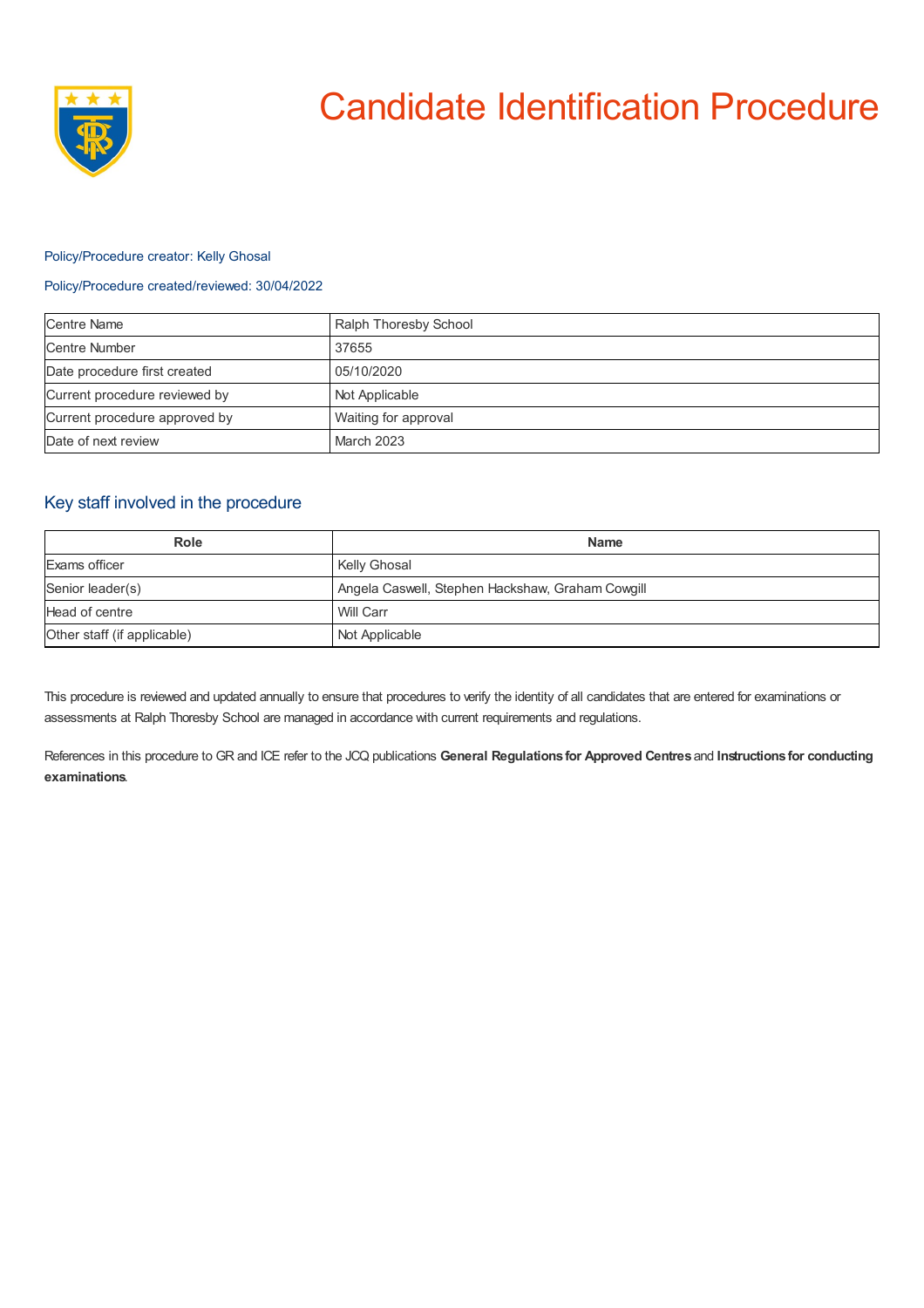# Candidate Identification Procedure

Policy/Procedure creator: Kelly Ghosal

Policy/Procedure created/reviewed: 30/04/2022

| | |
|---|---|
| Centre Name | Ralph Thoresby School |
| Centre Number | 37655 |
| Date procedure first created | 05/10/2020 |
| Current procedure reviewed by | Not Applicable |
| Current procedure approved by | Waiting for approval |
| Date of next review | March 2023 |

## Key staff involved in the procedure

| Role | Name |
|---|---|
| Exams officer | Kelly Ghosal |
| Senior leader(s) | Angela Caswell, Stephen Hackshaw, Graham Cowgill |
| Head of centre | Will Carr |
| Other staff (if applicable) | Not Applicable |

This procedure is reviewed and updated annually to ensure that procedures to verify the identity of all candidates that are entered for examinations or assessments at Ralph Thoresby School are managed in accordance with current requirements and regulations.

References in this procedure to GR and ICE refer to the JCQ publications **General Regulations for Approved Centres** and **Instructions for conducting examinations**.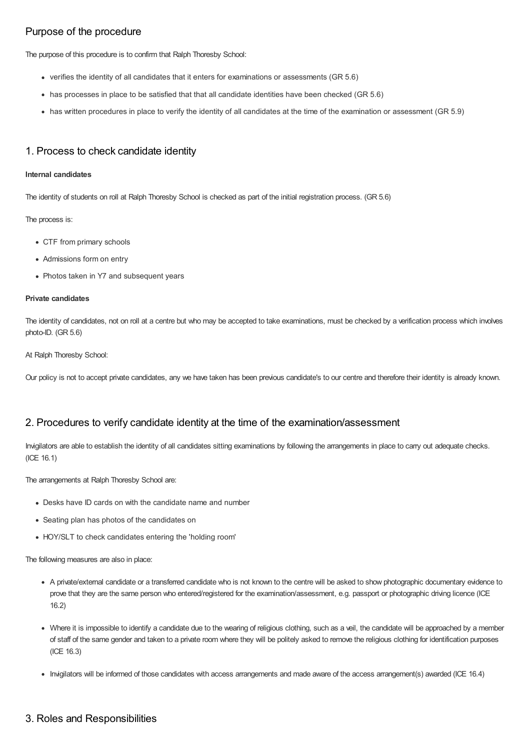## Purpose of the procedure

The purpose of this procedure is to confirm that Ralph Thoresby School:

- verifies the identity of all candidates that it enters for examinations or assessments (GR 5.6)
- has processes in place to be satisfied that that all candidate identities have been checked (GR 5.6)
- has written procedures in place to verify the identity of all candidates at the time of the examination or assessment (GR 5.9)

## 1. Process to check candidate identity

**Internal candidates**

The identity of students on roll at Ralph Thoresby School is checked as part of the initial registration process. (GR 5.6)

The process is:

- CTF from primary schools
- Admissions form on entry
- Photos taken in Y7 and subsequent years

**Private candidates**

The identity of candidates, not on roll at a centre but who may be accepted to take examinations, must be checked by a verification process which involves photo-ID. (GR 5.6)

At Ralph Thoresby School:

Our policy is not to accept private candidates, any we have taken has been previous candidate's to our centre and therefore their identity is already known.

## 2. Procedures to verify candidate identity at the time of the examination/assessment

Invigilators are able to establish the identity of all candidates sitting examinations by following the arrangements in place to carry out adequate checks. (ICE 16.1)

The arrangements at Ralph Thoresby School are:

- Desks have ID cards on with the candidate name and number
- Seating plan has photos of the candidates on
- HOY/SLT to check candidates entering the 'holding room'

The following measures are also in place:

- A private/external candidate or a transferred candidate who is not known to the centre will be asked to show photographic documentary evidence to prove that they are the same person who entered/registered for the examination/assessment, e.g. passport or photographic driving licence (ICE 16.2)
- Where it is impossible to identify a candidate due to the wearing of religious clothing, such as a veil, the candidate will be approached by a member of staff of the same gender and taken to a private room where they will be politely asked to remove the religious clothing for identification purposes (ICE 16.3)
- Invigilators will be informed of those candidates with access arrangements and made aware of the access arrangement(s) awarded (ICE 16.4)

## 3. Roles and Responsibilities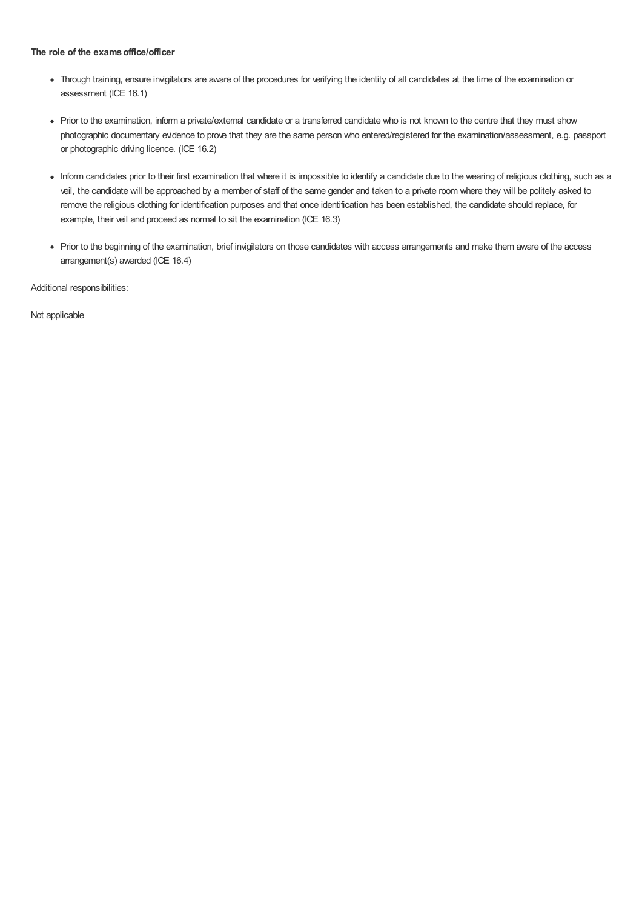**The role of the exams office/officer**

- Through training, ensure invigilators are aware of the procedures for verifying the identity of all candidates at the time of the examination or assessment (ICE 16.1)
- Prior to the examination, inform a private/external candidate or a transferred candidate who is not known to the centre that they must show photographic documentary evidence to prove that they are the same person who entered/registered for the examination/assessment, e.g. passport or photographic driving licence. (ICE 16.2)
- Inform candidates prior to their first examination that where it is impossible to identify a candidate due to the wearing of religious clothing, such as a veil, the candidate will be approached by a member of staff of the same gender and taken to a private room where they will be politely asked to remove the religious clothing for identification purposes and that once identification has been established, the candidate should replace, for example, their veil and proceed as normal to sit the examination (ICE 16.3)
- Prior to the beginning of the examination, brief invigilators on those candidates with access arrangements and make them aware of the access arrangement(s) awarded (ICE 16.4)

Additional responsibilities:

Not applicable